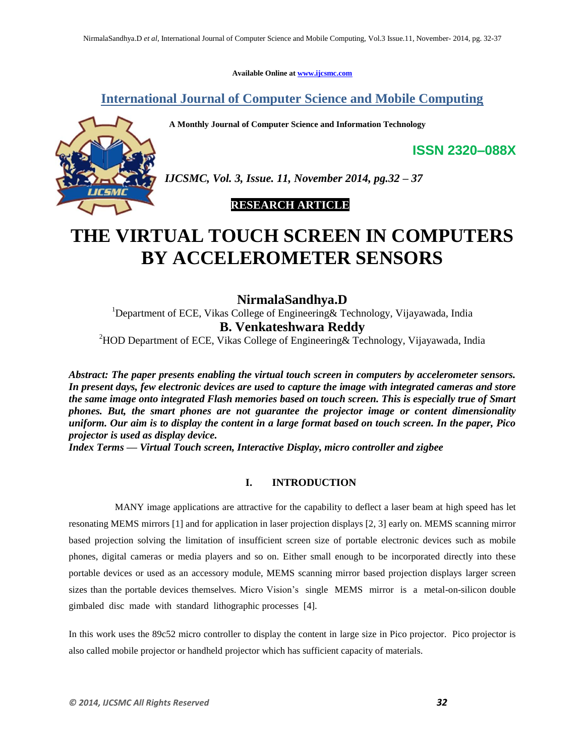Available Online at www.ijcsmc.com

# International Journal of Computer Science and Mobile Computing

**A Monthly Journal of Computer Science and Information Technology**

**ISSN 2320–088X**

***IJCSMC, Vol. 3, Issue. 11, November 2014, pg.32 – 37***

**RESEARCH ARTICLE**

# THE VIRTUAL TOUCH SCREEN IN COMPUTERS BY ACCELEROMETER SENSORS

**NirmalaSandhya.D**

[1]Department of ECE, Vikas College of Engineering& Technology, Vijayawada, India

**B. Venkateshwara Reddy**

[2]HOD Department of ECE, Vikas College of Engineering& Technology, Vijayawada, India

***Abstract: The paper presents enabling the virtual touch screen in computers by accelerometer sensors. In present days, few electronic devices are used to capture the image with integrated cameras and store the same image onto integrated Flash memories based on touch screen. This is especially true of Smart phones. But, the smart phones are not guarantee the projector image or content dimensionality uniform. Our aim is to display the content in a large format based on touch screen. In the paper, Pico projector is used as display device.***

***Index Terms — Virtual Touch screen, Interactive Display, micro controller and zigbee***

## I. INTRODUCTION

MANY image applications are attractive for the capability to deflect a laser beam at high speed has let resonating MEMS mirrors [1] and for application in laser projection displays [2, 3] early on. MEMS scanning mirror based projection solving the limitation of insufficient screen size of portable electronic devices such as mobile phones, digital cameras or media players and so on. Either small enough to be incorporated directly into these portable devices or used as an accessory module, MEMS scanning mirror based projection displays larger screen sizes than the portable devices themselves. Micro Vision's single MEMS mirror is a metal-on-silicon double gimbaled disc made with standard lithographic processes [4].

In this work uses the 89c52 micro controller to display the content in large size in Pico projector. Pico projector is also called mobile projector or handheld projector which has sufficient capacity of materials.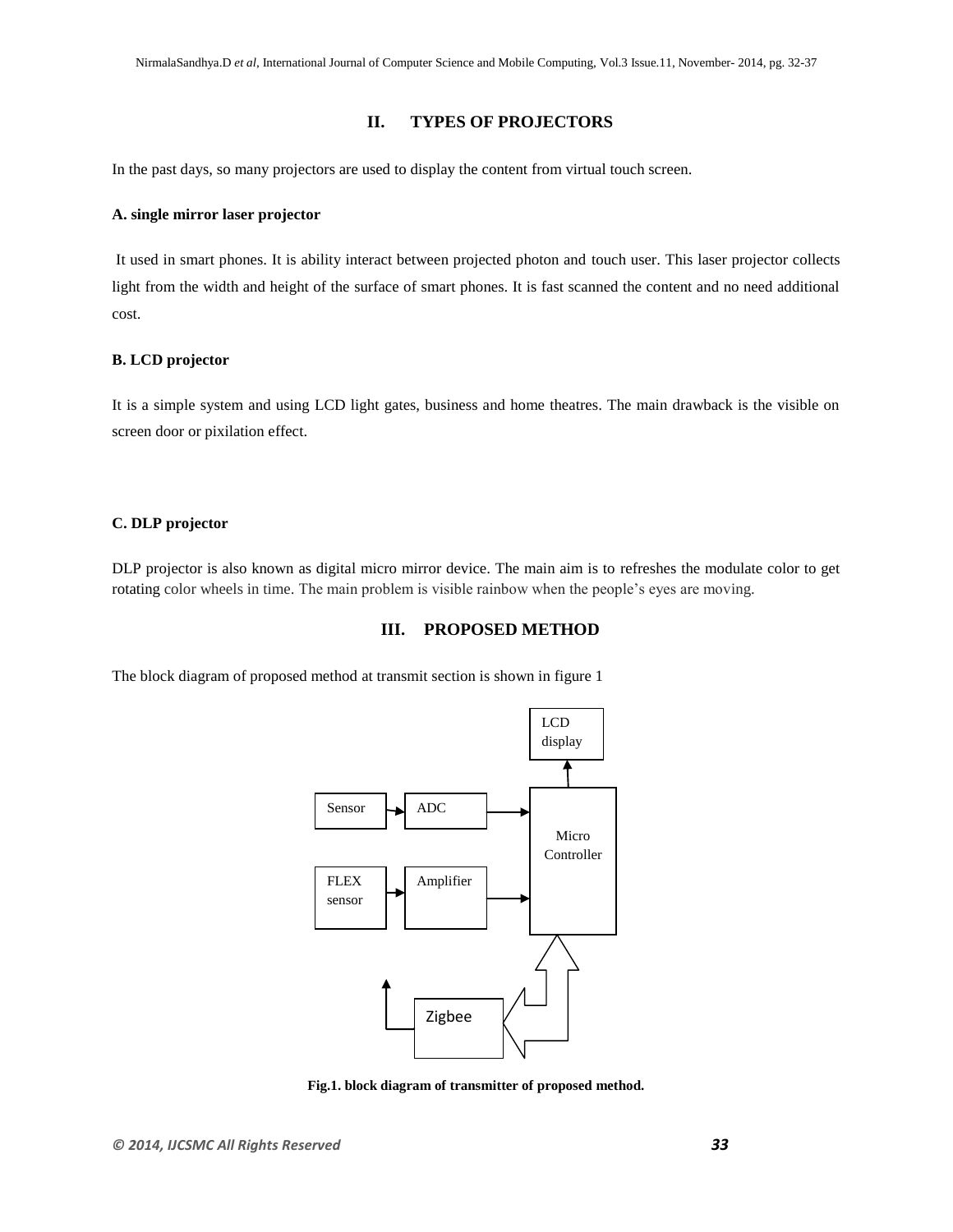## II. TYPES OF PROJECTORS

In the past days, so many projectors are used to display the content from virtual touch screen.

### A. single mirror laser projector

It used in smart phones. It is ability interact between projected photon and touch user. This laser projector collects light from the width and height of the surface of smart phones. It is fast scanned the content and no need additional cost.

### B. LCD projector

It is a simple system and using LCD light gates, business and home theatres. The main drawback is the visible on screen door or pixilation effect.

### C. DLP projector

DLP projector is also known as digital micro mirror device. The main aim is to refreshes the modulate color to get rotating color wheels in time. The main problem is visible rainbow when the people's eyes are moving.

## III. PROPOSED METHOD

The block diagram of proposed method at transmit section is shown in figure 1

LCD display

Sensor → ADC → Micro Controller

FLEX sensor → Amplifier → Micro Controller

Zigbee

**Fig.1. block diagram of transmitter of proposed method.**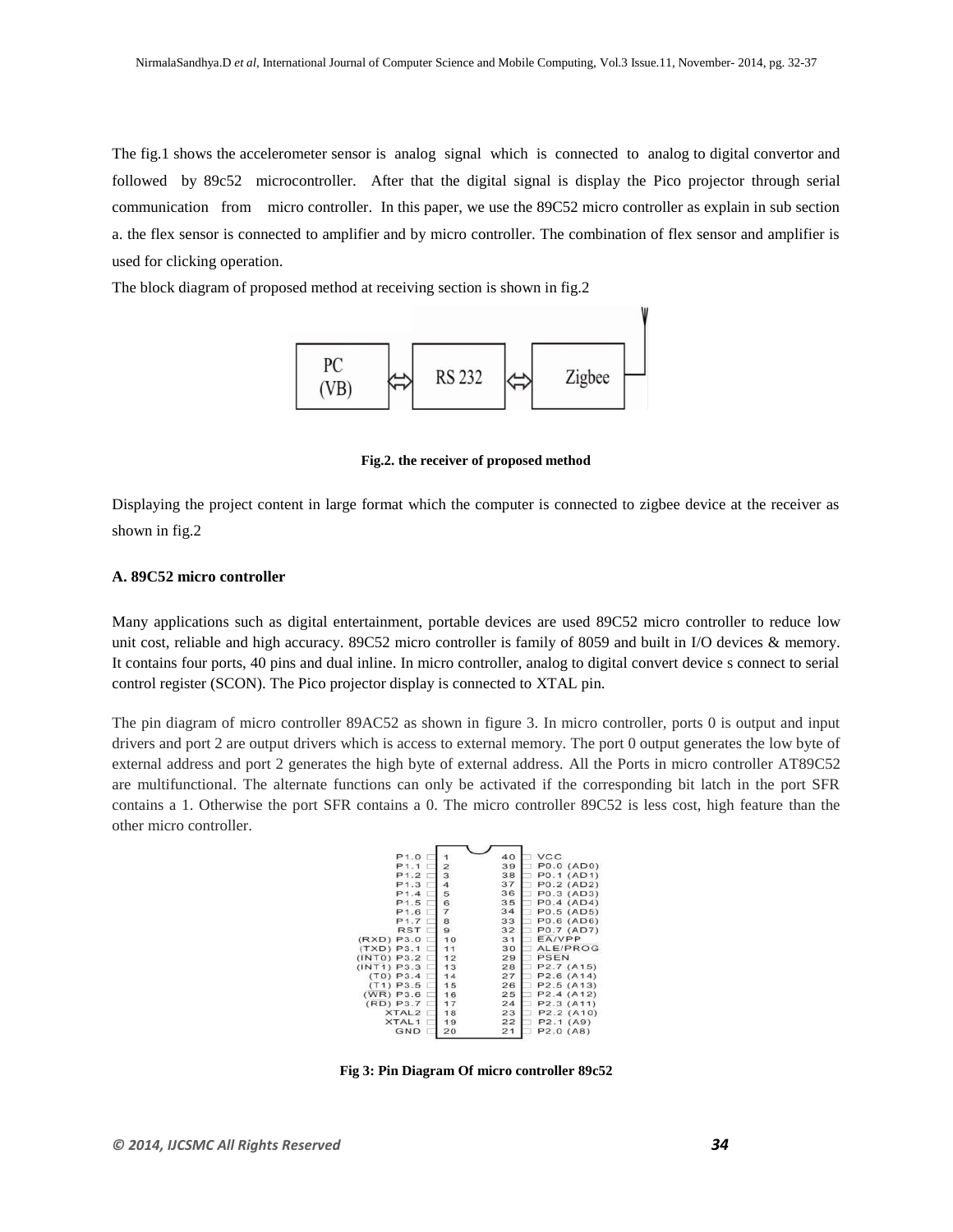The fig.1 shows the accelerometer sensor is analog signal which is connected to analog to digital convertor and followed by 89c52 microcontroller. After that the digital signal is display the Pico projector through serial communication from micro controller. In this paper, we use the 89C52 micro controller as explain in sub section a. the flex sensor is connected to amplifier and by micro controller. The combination of flex sensor and amplifier is used for clicking operation.

The block diagram of proposed method at receiving section is shown in fig.2

**Fig.2. the receiver of proposed method**

Displaying the project content in large format which the computer is connected to zigbee device at the receiver as shown in fig.2

**A. 89C52 micro controller**

Many applications such as digital entertainment, portable devices are used 89C52 micro controller to reduce low unit cost, reliable and high accuracy. 89C52 micro controller is family of 8059 and built in I/O devices & memory. It contains four ports, 40 pins and dual inline. In micro controller, analog to digital convert device s connect to serial control register (SCON). The Pico projector display is connected to XTAL pin.

The pin diagram of micro controller 89AC52 as shown in figure 3. In micro controller, ports 0 is output and input drivers and port 2 are output drivers which is access to external memory. The port 0 output generates the low byte of external address and port 2 generates the high byte of external address. All the Ports in micro controller AT89C52 are multifunctional. The alternate functions can only be activated if the corresponding bit latch in the port SFR contains a 1. Otherwise the port SFR contains a 0. The micro controller 89C52 is less cost, high feature than the other micro controller.

**Fig 3: Pin Diagram Of micro controller 89c52**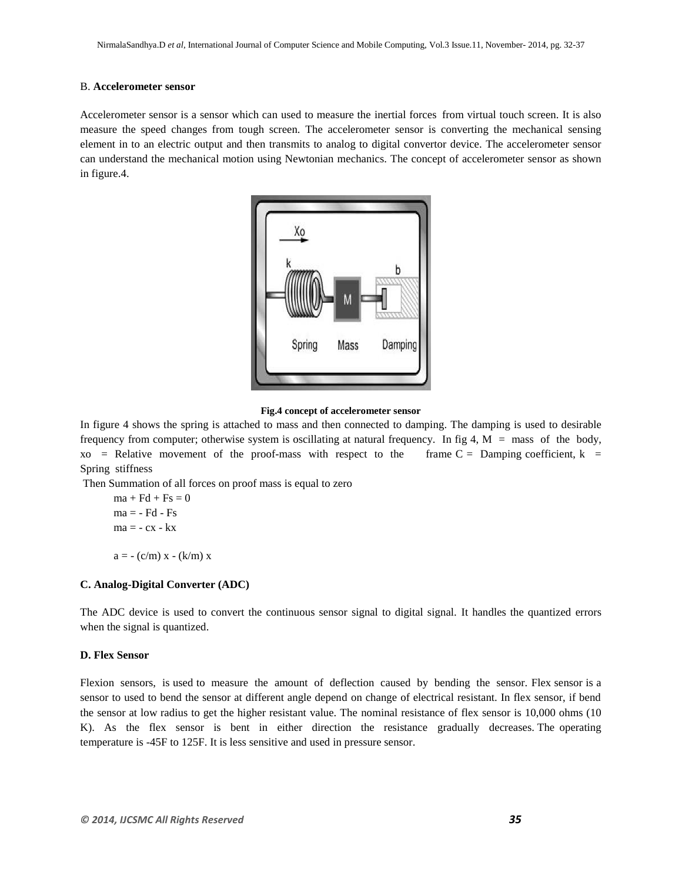### B. **Accelerometer sensor**

Accelerometer sensor is a sensor which can used to measure the inertial forces from virtual touch screen. It is also measure the speed changes from tough screen. The accelerometer sensor is converting the mechanical sensing element in to an electric output and then transmits to analog to digital convertor device. The accelerometer sensor can understand the mechanical motion using Newtonian mechanics. The concept of accelerometer sensor as shown in figure.4.

**Fig.4 concept of accelerometer sensor**

In figure 4 shows the spring is attached to mass and then connected to damping. The damping is used to desirable frequency from computer; otherwise system is oscillating at natural frequency. In fig 4, M = mass of the body, xo = Relative movement of the proof-mass with respect to the frame C = Damping coefficient, k = Spring stiffness

Then Summation of all forces on proof mass is equal to zero

$$ma + Fd + Fs = 0$$

$$ma = - Fd - Fs$$

$$ma = - cx - kx$$

$$a = - (c/m)\, x - (k/m)\, x$$

### C. Analog-Digital Converter (ADC)

The ADC device is used to convert the continuous sensor signal to digital signal. It handles the quantized errors when the signal is quantized.

### D. Flex Sensor

Flexion sensors, is used to measure the amount of deflection caused by bending the sensor. Flex sensor is a sensor to used to bend the sensor at different angle depend on change of electrical resistant. In flex sensor, if bend the sensor at low radius to get the higher resistant value. The nominal resistance of flex sensor is 10,000 ohms (10 K). As the flex sensor is bent in either direction the resistance gradually decreases. The operating temperature is -45F to 125F. It is less sensitive and used in pressure sensor.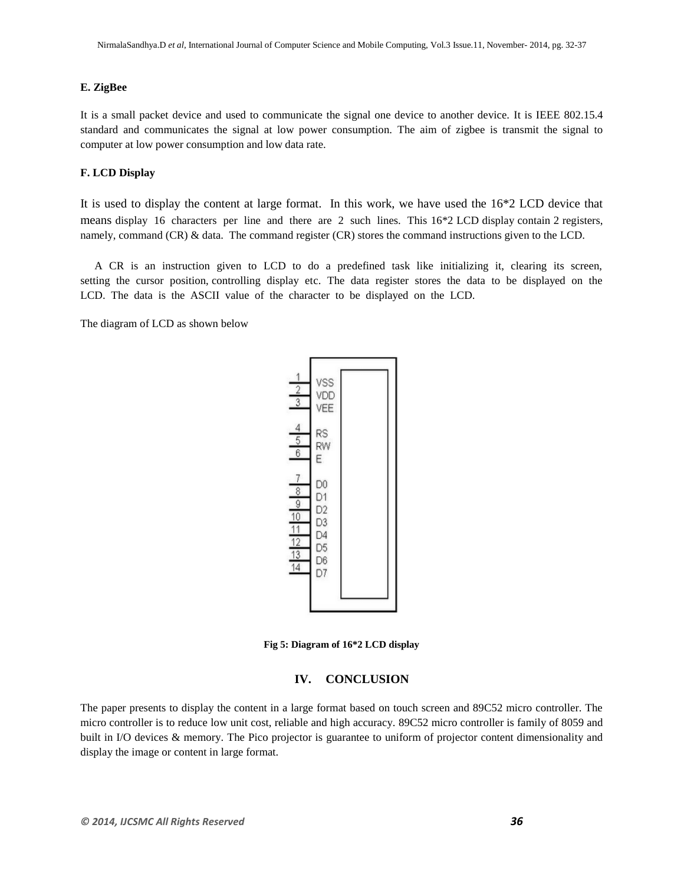### E. ZigBee

It is a small packet device and used to communicate the signal one device to another device. It is IEEE 802.15.4 standard and communicates the signal at low power consumption. The aim of zigbee is transmit the signal to computer at low power consumption and low data rate.

### F. LCD Display

It is used to display the content at large format. In this work, we have used the 16*2 LCD device that means display 16 characters per line and there are 2 such lines. This 16*2 LCD display contain 2 registers, namely, command (CR) & data. The command register (CR) stores the command instructions given to the LCD.

A CR is an instruction given to LCD to do a predefined task like initializing it, clearing its screen, setting the cursor position, controlling display etc. The data register stores the data to be displayed on the LCD. The data is the ASCII value of the character to be displayed on the LCD.

The diagram of LCD as shown below

1 VSS
2 VDD
3 VEE
4 RS
5 RW
6 E
7 D0
8 D1
9 D2
10 D3
11 D4
12 D5
13 D6
14 D7

**Fig 5: Diagram of 16*2 LCD display**

## IV. CONCLUSION

The paper presents to display the content in a large format based on touch screen and 89C52 micro controller. The micro controller is to reduce low unit cost, reliable and high accuracy. 89C52 micro controller is family of 8059 and built in I/O devices & memory. The Pico projector is guarantee to uniform of projector content dimensionality and display the image or content in large format.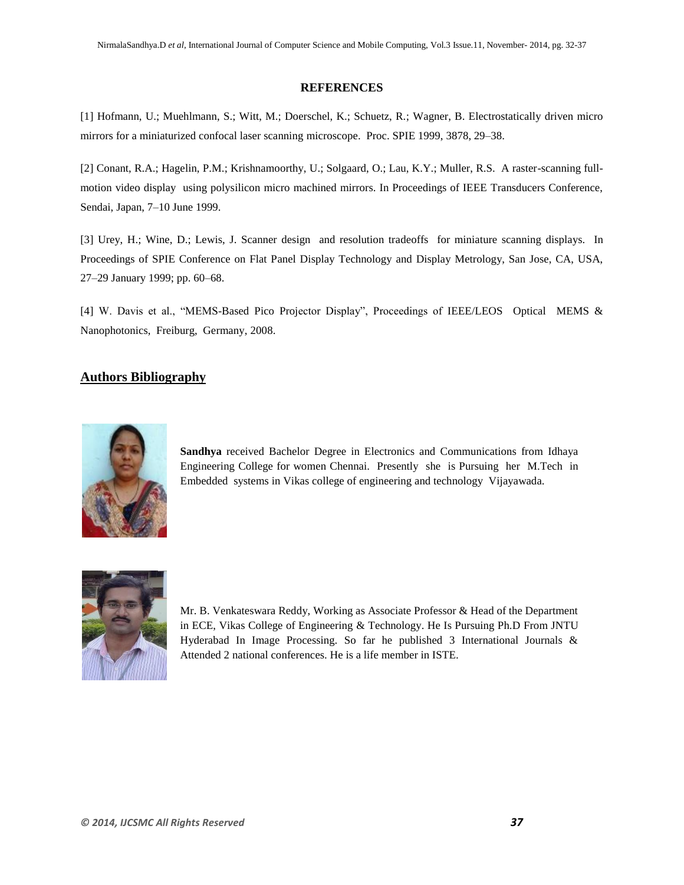## REFERENCES

[1] Hofmann, U.; Muehlmann, S.; Witt, M.; Doerschel, K.; Schuetz, R.; Wagner, B. Electrostatically driven micro mirrors for a miniaturized confocal laser scanning microscope. Proc. SPIE 1999, 3878, 29–38.

[2] Conant, R.A.; Hagelin, P.M.; Krishnamoorthy, U.; Solgaard, O.; Lau, K.Y.; Muller, R.S. A raster-scanning full-motion video display using polysilicon micro machined mirrors. In Proceedings of IEEE Transducers Conference, Sendai, Japan, 7–10 June 1999.

[3] Urey, H.; Wine, D.; Lewis, J. Scanner design and resolution tradeoffs for miniature scanning displays. In Proceedings of SPIE Conference on Flat Panel Display Technology and Display Metrology, San Jose, CA, USA, 27–29 January 1999; pp. 60–68.

[4] W. Davis et al., "MEMS-Based Pico Projector Display", Proceedings of IEEE/LEOS Optical MEMS & Nanophotonics, Freiburg, Germany, 2008.

## Authors Bibliography

**Sandhya** received Bachelor Degree in Electronics and Communications from Idhaya Engineering College for women Chennai. Presently she is Pursuing her M.Tech in Embedded systems in Vikas college of engineering and technology Vijayawada.

Mr. B. Venkateswara Reddy, Working as Associate Professor & Head of the Department in ECE, Vikas College of Engineering & Technology. He Is Pursuing Ph.D From JNTU Hyderabad In Image Processing. So far he published 3 International Journals & Attended 2 national conferences. He is a life member in ISTE.